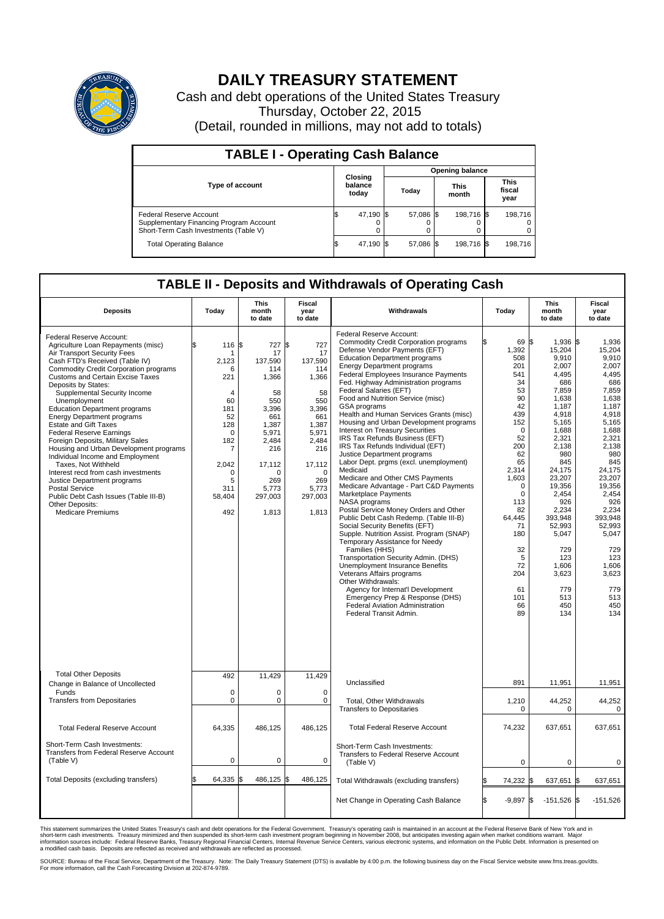# DAILY TREASURY STATEMENT

Cash and debt operations of the United States Treasury

Thursday, October 22, 2015

(Detail, rounded in millions, may not add to totals)

## TABLE I - Operating Cash Balance

| Type of account | Closing balance today | Opening balance Today | Opening balance This month | Opening balance This fiscal year |
|---|---|---|---|---|
| Federal Reserve Account | $ 47,190 | $ 57,086 | $ 198,716 | $ 198,716 |
| Supplementary Financing Program Account | 0 | 0 | 0 | 0 |
| Short-Term Cash Investments (Table V) | 0 | 0 | 0 | 0 |
| Total Operating Balance | $ 47,190 | $ 57,086 | $ 198,716 | $ 198,716 |

## TABLE II - Deposits and Withdrawals of Operating Cash

| Deposits | Today | This month to date | Fiscal year to date |
|---|---|---|---|
| Federal Reserve Account: | | | |
| Agriculture Loan Repayments (misc) | $ 116 | $ 727 | $ 727 |
| Air Transport Security Fees | 1 | 17 | 17 |
| Cash FTD's Received (Table IV) | 2,123 | 137,590 | 137,590 |
| Commodity Credit Corporation programs | 6 | 114 | 114 |
| Customs and Certain Excise Taxes | 221 | 1,366 | 1,366 |
| Deposits by States: | | | |
| Supplemental Security Income | 4 | 58 | 58 |
| Unemployment | 60 | 550 | 550 |
| Education Department programs | 181 | 3,396 | 3,396 |
| Energy Department programs | 52 | 661 | 661 |
| Estate and Gift Taxes | 128 | 1,387 | 1,387 |
| Federal Reserve Earnings | 0 | 5,971 | 5,971 |
| Foreign Deposits, Military Sales | 182 | 2,484 | 2,484 |
| Housing and Urban Development programs | 7 | 216 | 216 |
| Individual Income and Employment Taxes, Not Withheld | 2,042 | 17,112 | 17,112 |
| Interest recd from cash investments | 0 | 0 | 0 |
| Justice Department programs | 5 | 269 | 269 |
| Postal Service | 311 | 5,773 | 5,773 |
| Public Debt Cash Issues (Table III-B) | 58,404 | 297,003 | 297,003 |
| Other Deposits: | | | |
| Medicare Premiums | 492 | 1,813 | 1,813 |
| Total Other Deposits | 492 | 11,429 | 11,429 |
| Change in Balance of Uncollected Funds | 0 | 0 | 0 |
| Transfers from Depositaries | 0 | 0 | 0 |
| Total Federal Reserve Account | 64,335 | 486,125 | 486,125 |
| Short-Term Cash Investments: Transfers from Federal Reserve Account (Table V) | 0 | 0 | 0 |
| Total Deposits (excluding transfers) | $ 64,335 | $ 486,125 | $ 486,125 |

| Withdrawals | Today | This month to date | Fiscal year to date |
|---|---|---|---|
| Federal Reserve Account: | | | |
| Commodity Credit Corporation programs | $ 69 | $ 1,936 | $ 1,936 |
| Defense Vendor Payments (EFT) | 1,392 | 15,204 | 15,204 |
| Education Department programs | 508 | 9,910 | 9,910 |
| Energy Department programs | 201 | 2,007 | 2,007 |
| Federal Employees Insurance Payments | 541 | 4,495 | 4,495 |
| Fed. Highway Administration programs | 34 | 686 | 686 |
| Federal Salaries (EFT) | 53 | 7,859 | 7,859 |
| Food and Nutrition Service (misc) | 90 | 1,638 | 1,638 |
| GSA programs | 42 | 1,187 | 1,187 |
| Health and Human Services Grants (misc) | 439 | 4,918 | 4,918 |
| Housing and Urban Development programs | 152 | 5,165 | 5,165 |
| Interest on Treasury Securities | 0 | 1,688 | 1,688 |
| IRS Tax Refunds Business (EFT) | 52 | 2,321 | 2,321 |
| IRS Tax Refunds Individual (EFT) | 200 | 2,138 | 2,138 |
| Justice Department programs | 62 | 980 | 980 |
| Labor Dept. prgms (excl. unemployment) | 65 | 845 | 845 |
| Medicaid | 2,314 | 24,175 | 24,175 |
| Medicare and Other CMS Payments | 1,603 | 23,207 | 23,207 |
| Medicare Advantage - Part C&D Payments | 0 | 19,356 | 19,356 |
| Marketplace Payments | 0 | 2,454 | 2,454 |
| NASA programs | 113 | 926 | 926 |
| Postal Service Money Orders and Other | 82 | 2,234 | 2,234 |
| Public Debt Cash Redemp. (Table III-B) | 64,445 | 393,948 | 393,948 |
| Social Security Benefits (EFT) | 71 | 52,993 | 52,993 |
| Supple. Nutrition Assist. Program (SNAP) | 180 | 5,047 | 5,047 |
| Temporary Assistance for Needy Families (HHS) | 32 | 729 | 729 |
| Transportation Security Admin. (DHS) | 5 | 123 | 123 |
| Unemployment Insurance Benefits | 72 | 1,606 | 1,606 |
| Veterans Affairs programs | 204 | 3,623 | 3,623 |
| Other Withdrawals: | | | |
| Agency for Internat'l Development | 61 | 779 | 779 |
| Emergency Prep & Response (DHS) | 101 | 513 | 513 |
| Federal Aviation Administration | 66 | 450 | 450 |
| Federal Transit Admin. | 89 | 134 | 134 |
| Unclassified | 891 | 11,951 | 11,951 |
| Total, Other Withdrawals | 1,210 | 44,252 | 44,252 |
| Transfers to Depositaries | 0 | 0 | 0 |
| Total Federal Reserve Account | 74,232 | 637,651 | 637,651 |
| Short-Term Cash Investments: Transfers to Federal Reserve Account (Table V) | 0 | 0 | 0 |
| Total Withdrawals (excluding transfers) | $ 74,232 | $ 637,651 | $ 637,651 |
| Net Change in Operating Cash Balance | $ -9,897 | $ -151,526 | $ -151,526 |

This statement summarizes the United States Treasury's cash and debt operations for the Federal Government. Treasury's operating cash is maintained in an account at the Federal Reserve Bank of New York and in short-term cash investments. Treasury minimized and then suspended its short-term cash investment program beginning in November 2008, but anticipates investing again when market conditions warrant. Major information sources include: Federal Reserve Banks, Treasury Regional Financial Centers, Internal Revenue Service Centers, various electronic systems, and information on the Public Debt. Information is presented on a modified cash basis. Deposits are reflected as received and withdrawals are reflected as processed.

SOURCE: Bureau of the Fiscal Service, Department of the Treasury. Note: The Daily Treasury Statement (DTS) is available by 4:00 p.m. the following business day on the Fiscal Service website www.fms.treas.gov/dts. For more information, call the Cash Forecasting Division at 202-874-9789.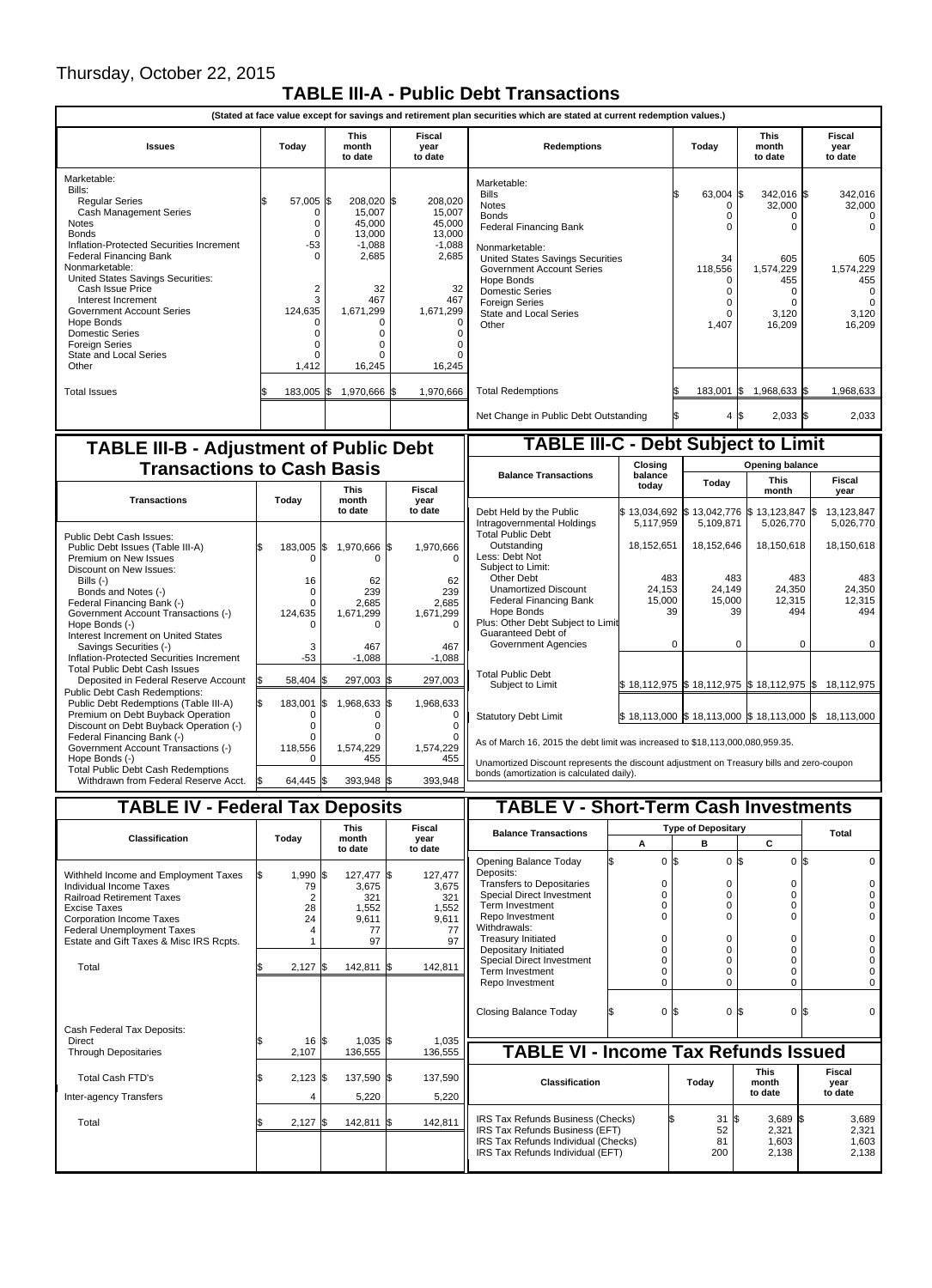Thursday, October 22, 2015

# TABLE III-A - Public Debt Transactions

(Stated at face value except for savings and retirement plan securities which are stated at current redemption values.)

| Issues | Today | This month to date | Fiscal year to date |
|---|---|---|---|
| Marketable: | | | |
| Bills: | | | |
| Regular Series | $ 57,005 | $ 208,020 | $ 208,020 |
| Cash Management Series | 0 | 15,007 | 15,007 |
| Notes | 0 | 45,000 | 45,000 |
| Bonds | 0 | 13,000 | 13,000 |
| Inflation-Protected Securities Increment | -53 | -1,088 | -1,088 |
| Federal Financing Bank | 0 | 2,685 | 2,685 |
| Nonmarketable: | | | |
| United States Savings Securities: | | | |
| Cash Issue Price | 2 | 32 | 32 |
| Interest Increment | 3 | 467 | 467 |
| Government Account Series | 124,635 | 1,671,299 | 1,671,299 |
| Hope Bonds | 0 | 0 | 0 |
| Domestic Series | 0 | 0 | 0 |
| Foreign Series | 0 | 0 | 0 |
| State and Local Series | 0 | 0 | 0 |
| Other | 1,412 | 16,245 | 16,245 |
| Total Issues | $ 183,005 | $ 1,970,666 | $ 1,970,666 |

| Redemptions | Today | This month to date | Fiscal year to date |
|---|---|---|---|
| Marketable: | | | |
| Bills | $ 63,004 | $ 342,016 | $ 342,016 |
| Notes | 0 | 32,000 | 32,000 |
| Bonds | 0 | 0 | 0 |
| Federal Financing Bank | 0 | 0 | 0 |
| Nonmarketable: | | | |
| United States Savings Securities | 34 | 605 | 605 |
| Government Account Series | 118,556 | 1,574,229 | 1,574,229 |
| Hope Bonds | 0 | 455 | 455 |
| Domestic Series | 0 | 0 | 0 |
| Foreign Series | 0 | 0 | 0 |
| State and Local Series | 0 | 3,120 | 3,120 |
| Other | 1,407 | 16,209 | 16,209 |
| Total Redemptions | $ 183,001 | $ 1,968,633 | $ 1,968,633 |
| Net Change in Public Debt Outstanding | $ 4 | $ 2,033 | $ 2,033 |

# TABLE III-B - Adjustment of Public Debt Transactions to Cash Basis

| Transactions | Today | This month to date | Fiscal year to date |
|---|---|---|---|
| Public Debt Cash Issues: | | | |
| Public Debt Issues (Table III-A) | $ 183,005 | $ 1,970,666 | $ 1,970,666 |
| Premium on New Issues | 0 | 0 | 0 |
| Discount on New Issues: | | | |
| Bills (-) | 16 | 62 | 62 |
| Bonds and Notes (-) | 0 | 239 | 239 |
| Federal Financing Bank (-) | 0 | 2,685 | 2,685 |
| Government Account Transactions (-) | 124,635 | 1,671,299 | 1,671,299 |
| Hope Bonds (-) | 0 | 0 | 0 |
| Interest Increment on United States Savings Securities (-) | 3 | 467 | 467 |
| Inflation-Protected Securities Increment | -53 | -1,088 | -1,088 |
| Total Public Debt Cash Issues Deposited in Federal Reserve Account | $ 58,404 | $ 297,003 | $ 297,003 |
| Public Debt Cash Redemptions: | | | |
| Public Debt Redemptions (Table III-A) | $ 183,001 | $ 1,968,633 | $ 1,968,633 |
| Premium on Debt Buyback Operation | 0 | 0 | 0 |
| Discount on Debt Buyback Operation (-) | 0 | 0 | 0 |
| Federal Financing Bank (-) | 0 | 0 | 0 |
| Government Account Transactions (-) | 118,556 | 1,574,229 | 1,574,229 |
| Hope Bonds (-) | 0 | 455 | 455 |
| Total Public Debt Cash Redemptions Withdrawn from Federal Reserve Acct. | $ 64,445 | $ 393,948 | $ 393,948 |

# TABLE III-C - Debt Subject to Limit

| Balance Transactions | Closing balance today | Opening balance Today | Opening balance This month | Opening balance Fiscal year |
|---|---|---|---|---|
| Debt Held by the Public | $ 13,034,692 | $ 13,042,776 | $ 13,123,847 | $ 13,123,847 |
| Intragovernmental Holdings | 5,117,959 | 5,109,871 | 5,026,770 | 5,026,770 |
| Total Public Debt Outstanding | 18,152,651 | 18,152,646 | 18,150,618 | 18,150,618 |
| Less: Debt Not Subject to Limit: | | | | |
| Other Debt | 483 | 483 | 483 | 483 |
| Unamortized Discount | 24,153 | 24,149 | 24,350 | 24,350 |
| Federal Financing Bank | 15,000 | 15,000 | 12,315 | 12,315 |
| Hope Bonds | 39 | 39 | 494 | 494 |
| Plus: Other Debt Subject to Limit | | | | |
| Guaranteed Debt of Government Agencies | 0 | 0 | 0 | 0 |
| Total Public Debt Subject to Limit | $ 18,112,975 | $ 18,112,975 | $ 18,112,975 | $ 18,112,975 |
| Statutory Debt Limit | $ 18,113,000 | $ 18,113,000 | $ 18,113,000 | $ 18,113,000 |

As of March 16, 2015 the debt limit was increased to $18,113,000,080,959.35.

Unamortized Discount represents the discount adjustment on Treasury bills and zero-coupon bonds (amortization is calculated daily).

# TABLE IV - Federal Tax Deposits

| Classification | Today | This month to date | Fiscal year to date |
|---|---|---|---|
| Withheld Income and Employment Taxes | $ 1,990 | $ 127,477 | $ 127,477 |
| Individual Income Taxes | 79 | 3,675 | 3,675 |
| Railroad Retirement Taxes | 2 | 321 | 321 |
| Excise Taxes | 28 | 1,552 | 1,552 |
| Corporation Income Taxes | 24 | 9,611 | 9,611 |
| Federal Unemployment Taxes | 4 | 77 | 77 |
| Estate and Gift Taxes & Misc IRS Rcpts. | 1 | 97 | 97 |
| Total | $ 2,127 | $ 142,811 | $ 142,811 |
| Cash Federal Tax Deposits: | | | |
| Direct | $ 16 | $ 1,035 | $ 1,035 |
| Through Depositaries | 2,107 | 136,555 | 136,555 |
| Total Cash FTD's | $ 2,123 | $ 137,590 | $ 137,590 |
| Inter-agency Transfers | 4 | 5,220 | 5,220 |
| Total | $ 2,127 | $ 142,811 | $ 142,811 |

# TABLE V - Short-Term Cash Investments

| Balance Transactions | Type of Depositary A | Type of Depositary B | Type of Depositary C | Total |
|---|---|---|---|---|
| Opening Balance Today | $ 0 | $ 0 | $ 0 | $ 0 |
| Deposits: | | | | |
| Transfers to Depositaries | 0 | 0 | 0 | 0 |
| Special Direct Investment | 0 | 0 | 0 | 0 |
| Term Investment | 0 | 0 | 0 | 0 |
| Repo Investment | 0 | 0 | 0 | 0 |
| Withdrawals: | | | | |
| Treasury Initiated | 0 | 0 | 0 | 0 |
| Depositary Initiated | 0 | 0 | 0 | 0 |
| Special Direct Investment | 0 | 0 | 0 | 0 |
| Term Investment | 0 | 0 | 0 | 0 |
| Repo Investment | 0 | 0 | 0 | 0 |
| Closing Balance Today | $ 0 | $ 0 | $ 0 | $ 0 |

# TABLE VI - Income Tax Refunds Issued

| Classification | Today | This month to date | Fiscal year to date |
|---|---|---|---|
| IRS Tax Refunds Business (Checks) | $ 31 | $ 3,689 | $ 3,689 |
| IRS Tax Refunds Business (EFT) | 52 | 2,321 | 2,321 |
| IRS Tax Refunds Individual (Checks) | 81 | 1,603 | 1,603 |
| IRS Tax Refunds Individual (EFT) | 200 | 2,138 | 2,138 |